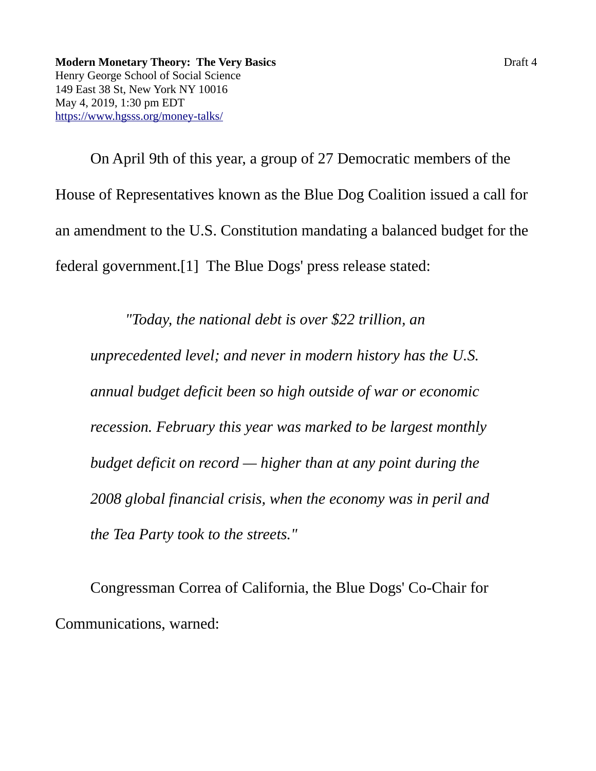**Modern Monetary Theory: The Very Basics** Draft 4
Henry George School of Social Science
149 East 38 St, New York NY 10016
May 4, 2019, 1:30 pm EDT
https://www.hgsss.org/money-talks/

On April 9th of this year, a group of 27 Democratic members of the House of Representatives known as the Blue Dog Coalition issued a call for an amendment to the U.S. Constitution mandating a balanced budget for the federal government.[1] The Blue Dogs' press release stated:

> *"Today, the national debt is over $22 trillion, an unprecedented level; and never in modern history has the U.S. annual budget deficit been so high outside of war or economic recession. February this year was marked to be largest monthly budget deficit on record — higher than at any point during the 2008 global financial crisis, when the economy was in peril and the Tea Party took to the streets."*

Congressman Correa of California, the Blue Dogs' Co-Chair for Communications, warned: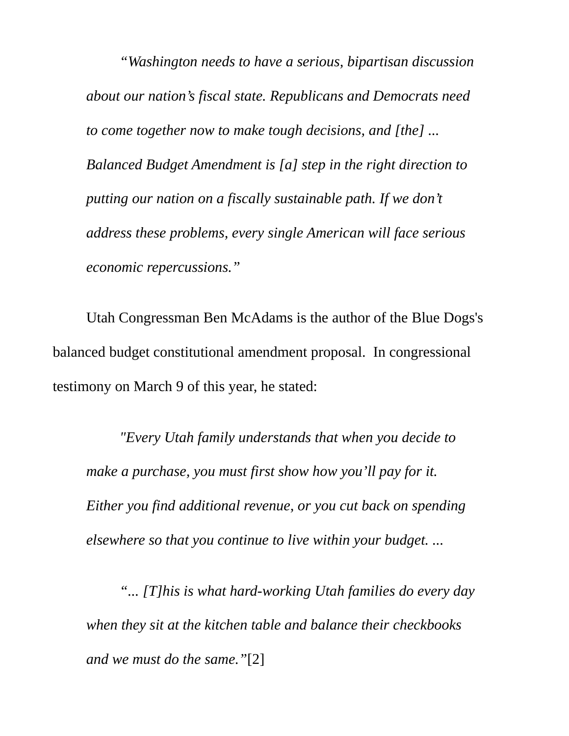> *"Washington needs to have a serious, bipartisan discussion about our nation's fiscal state. Republicans and Democrats need to come together now to make tough decisions, and [the] ... Balanced Budget Amendment is [a] step in the right direction to putting our nation on a fiscally sustainable path. If we don't address these problems, every single American will face serious economic repercussions."*

Utah Congressman Ben McAdams is the author of the Blue Dogs's balanced budget constitutional amendment proposal. In congressional testimony on March 9 of this year, he stated:

> *"Every Utah family understands that when you decide to make a purchase, you must first show how you'll pay for it. Either you find additional revenue, or you cut back on spending elsewhere so that you continue to live within your budget. ...*
>
> *"... [T]his is what hard-working Utah families do every day when they sit at the kitchen table and balance their checkbooks and we must do the same."*[2]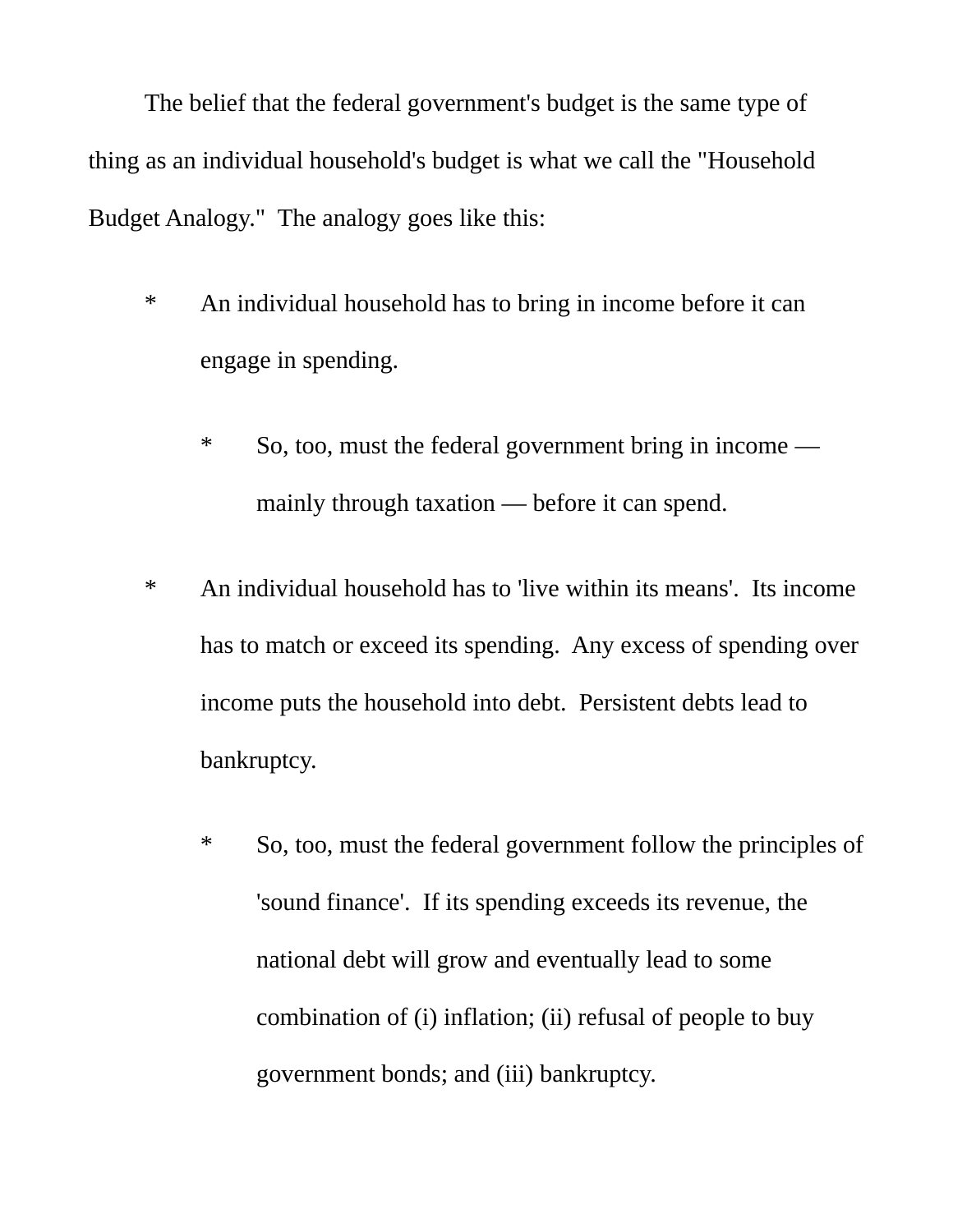The belief that the federal government's budget is the same type of thing as an individual household's budget is what we call the "Household Budget Analogy."  The analogy goes like this:

* An individual household has to bring in income before it can engage in spending.

    * So, too, must the federal government bring in income — mainly through taxation — before it can spend.

* An individual household has to 'live within its means'.  Its income has to match or exceed its spending.  Any excess of spending over income puts the household into debt.  Persistent debts lead to bankruptcy.

    * So, too, must the federal government follow the principles of 'sound finance'.  If its spending exceeds its revenue, the national debt will grow and eventually lead to some combination of (i) inflation; (ii) refusal of people to buy government bonds; and (iii) bankruptcy.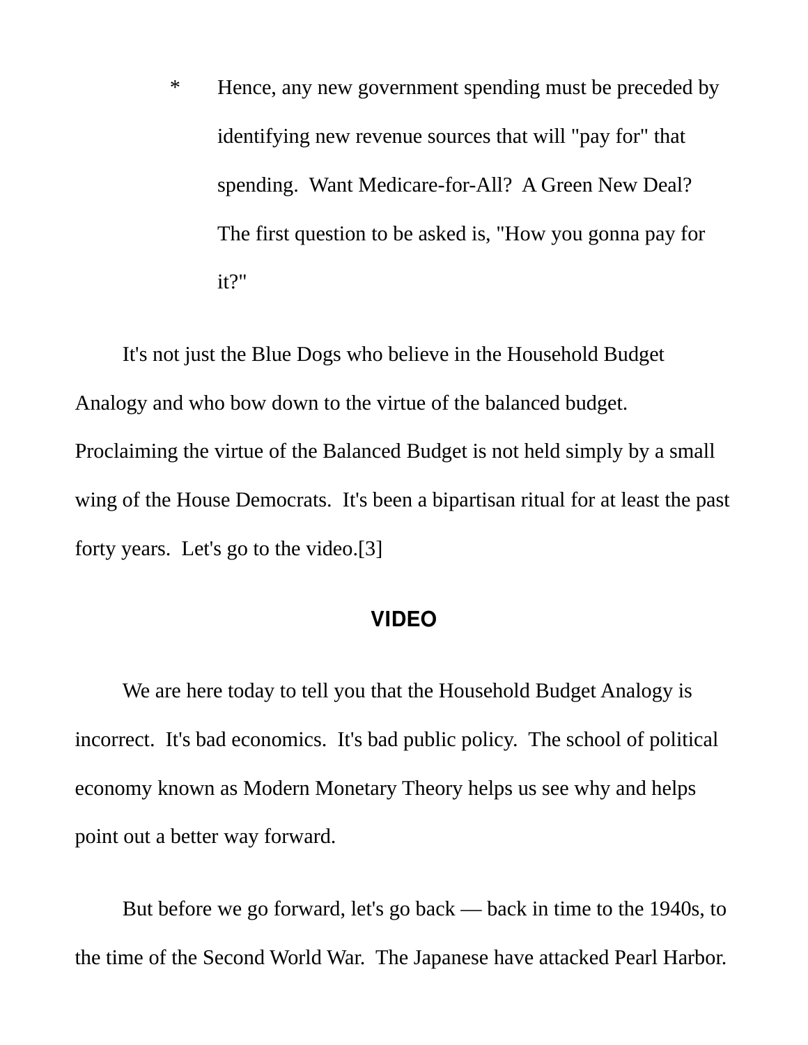* Hence, any new government spending must be preceded by identifying new revenue sources that will "pay for" that spending. Want Medicare-for-All? A Green New Deal? The first question to be asked is, "How you gonna pay for it?"

It's not just the Blue Dogs who believe in the Household Budget Analogy and who bow down to the virtue of the balanced budget. Proclaiming the virtue of the Balanced Budget is not held simply by a small wing of the House Democrats. It's been a bipartisan ritual for at least the past forty years. Let's go to the video.[3]

**VIDEO**

We are here today to tell you that the Household Budget Analogy is incorrect. It's bad economics. It's bad public policy. The school of political economy known as Modern Monetary Theory helps us see why and helps point out a better way forward.

But before we go forward, let's go back — back in time to the 1940s, to the time of the Second World War. The Japanese have attacked Pearl Harbor.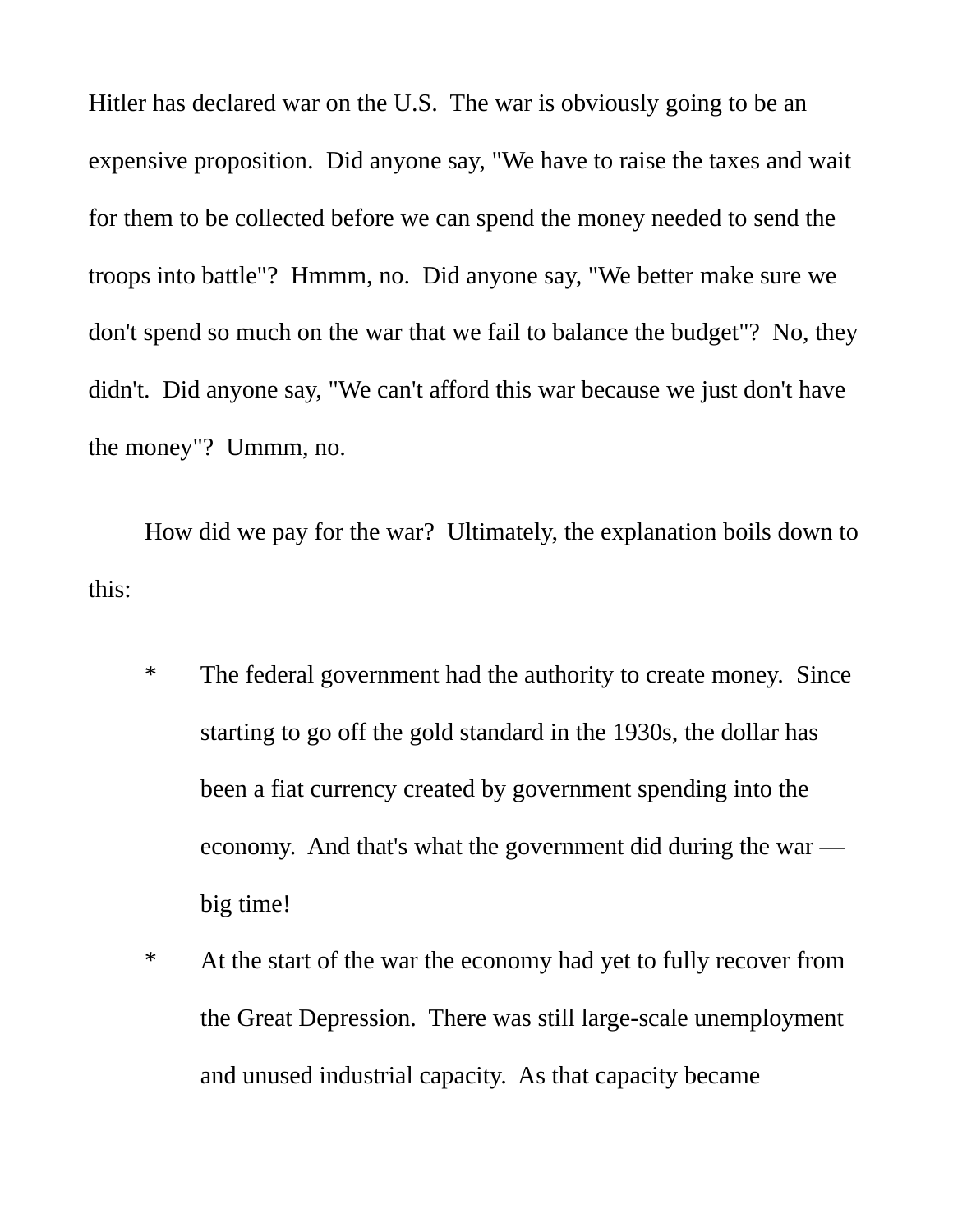Hitler has declared war on the U.S. The war is obviously going to be an expensive proposition. Did anyone say, "We have to raise the taxes and wait for them to be collected before we can spend the money needed to send the troops into battle"? Hmmm, no. Did anyone say, "We better make sure we don't spend so much on the war that we fail to balance the budget"? No, they didn't. Did anyone say, "We can't afford this war because we just don't have the money"? Ummm, no.

How did we pay for the war? Ultimately, the explanation boils down to this:

* The federal government had the authority to create money. Since starting to go off the gold standard in the 1930s, the dollar has been a fiat currency created by government spending into the economy. And that's what the government did during the war — big time!
* At the start of the war the economy had yet to fully recover from the Great Depression. There was still large-scale unemployment and unused industrial capacity. As that capacity became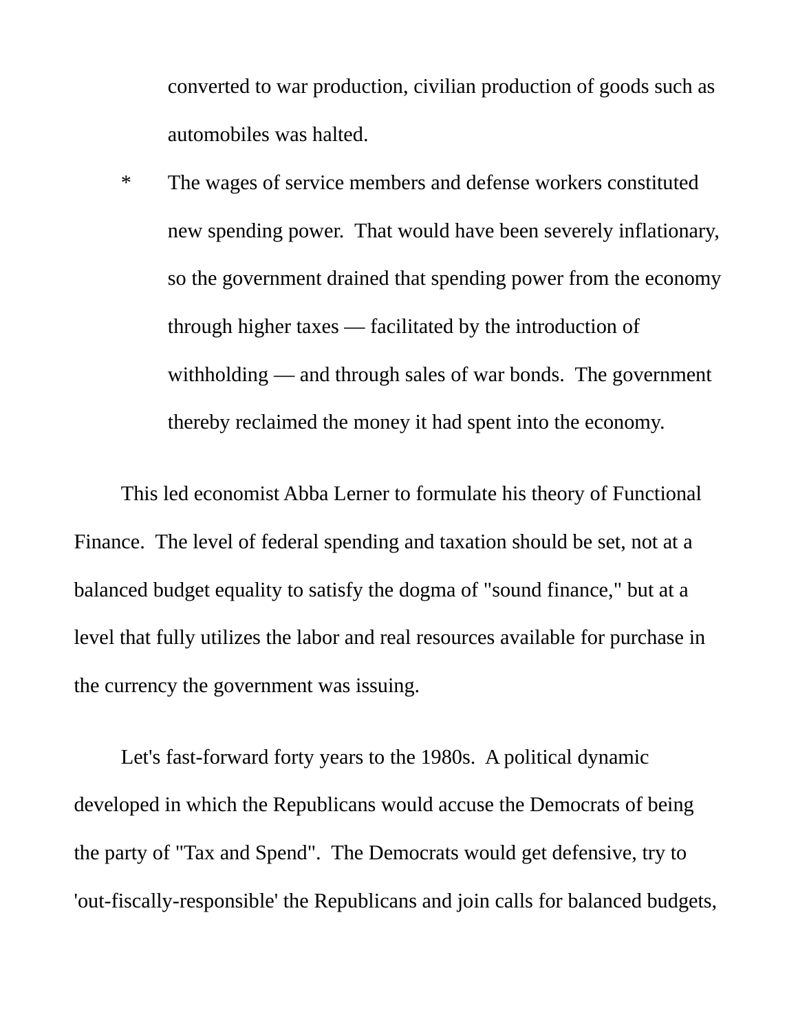converted to war production, civilian production of goods such as automobiles was halted.

* The wages of service members and defense workers constituted new spending power. That would have been severely inflationary, so the government drained that spending power from the economy through higher taxes — facilitated by the introduction of withholding — and through sales of war bonds. The government thereby reclaimed the money it had spent into the economy.

This led economist Abba Lerner to formulate his theory of Functional Finance. The level of federal spending and taxation should be set, not at a balanced budget equality to satisfy the dogma of "sound finance," but at a level that fully utilizes the labor and real resources available for purchase in the currency the government was issuing.

Let's fast-forward forty years to the 1980s. A political dynamic developed in which the Republicans would accuse the Democrats of being the party of "Tax and Spend". The Democrats would get defensive, try to 'out-fiscally-responsible' the Republicans and join calls for balanced budgets,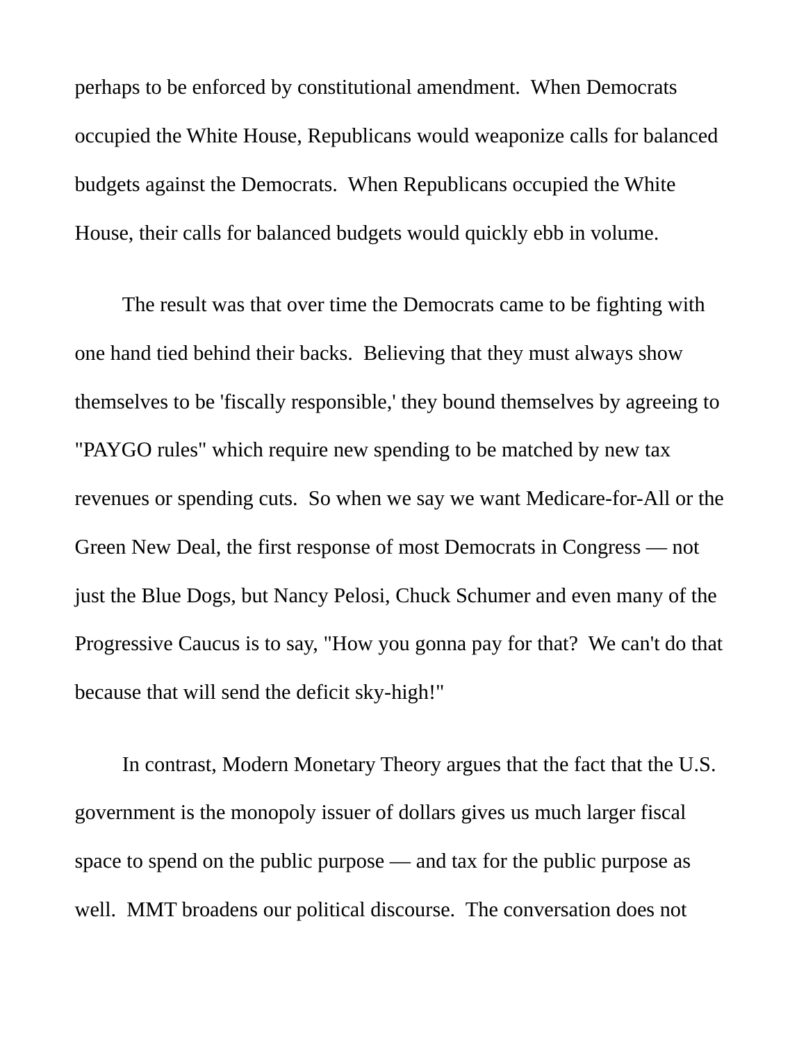perhaps to be enforced by constitutional amendment. When Democrats occupied the White House, Republicans would weaponize calls for balanced budgets against the Democrats. When Republicans occupied the White House, their calls for balanced budgets would quickly ebb in volume.

The result was that over time the Democrats came to be fighting with one hand tied behind their backs. Believing that they must always show themselves to be 'fiscally responsible,' they bound themselves by agreeing to "PAYGO rules" which require new spending to be matched by new tax revenues or spending cuts. So when we say we want Medicare-for-All or the Green New Deal, the first response of most Democrats in Congress — not just the Blue Dogs, but Nancy Pelosi, Chuck Schumer and even many of the Progressive Caucus is to say, "How you gonna pay for that? We can't do that because that will send the deficit sky-high!"

In contrast, Modern Monetary Theory argues that the fact that the U.S. government is the monopoly issuer of dollars gives us much larger fiscal space to spend on the public purpose — and tax for the public purpose as well. MMT broadens our political discourse. The conversation does not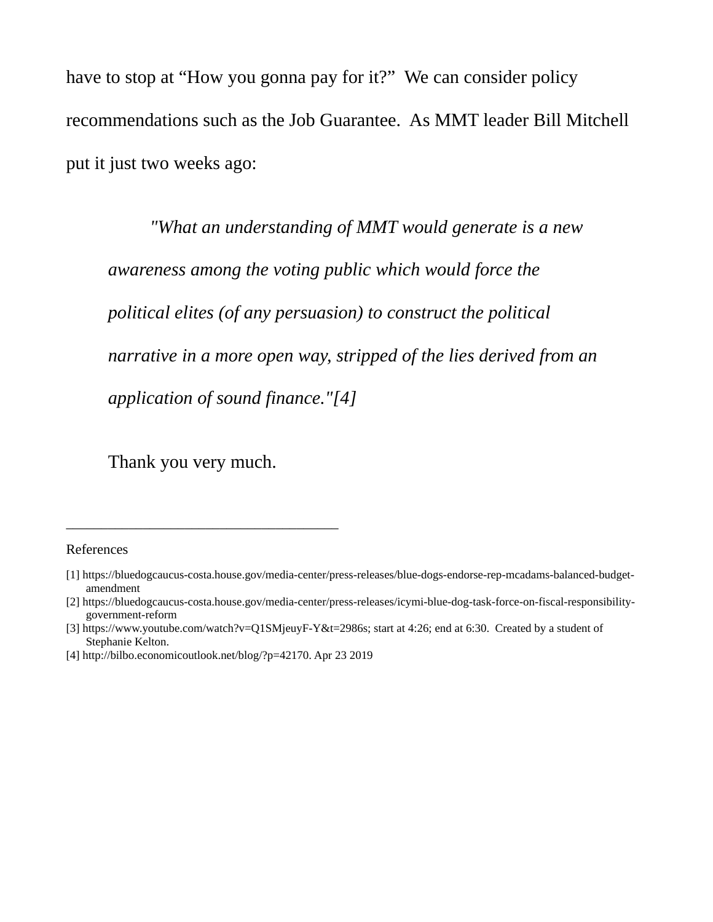have to stop at "How you gonna pay for it?" We can consider policy recommendations such as the Job Guarantee. As MMT leader Bill Mitchell put it just two weeks ago:

> *"What an understanding of MMT would generate is a new awareness among the voting public which would force the political elites (of any persuasion) to construct the political narrative in a more open way, stripped of the lies derived from an application of sound finance."[4]*

Thank you very much.

---

References

[1] https://bluedogcaucus-costa.house.gov/media-center/press-releases/blue-dogs-endorse-rep-mcadams-balanced-budget-amendment

[2] https://bluedogcaucus-costa.house.gov/media-center/press-releases/icymi-blue-dog-task-force-on-fiscal-responsibility-government-reform

[3] https://www.youtube.com/watch?v=Q1SMjeuyF-Y&t=2986s; start at 4:26; end at 6:30. Created by a student of Stephanie Kelton.

[4] http://bilbo.economicoutlook.net/blog/?p=42170. Apr 23 2019